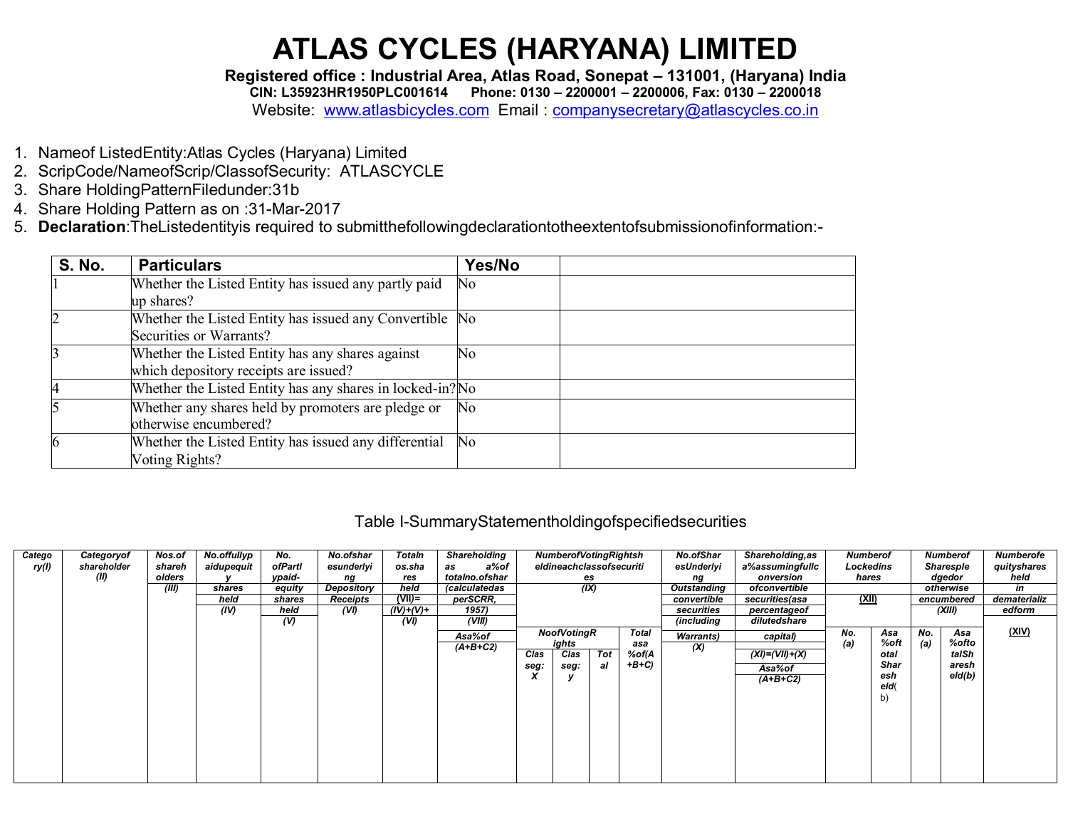# ATLAS CYCLES (HARYANA) LIMITED

**Registered office : Industrial Area, Atlas Road, Sonepat – 131001, (Haryana) India**
**CIN: L35923HR1950PLC001614 Phone: 0130 – 2200001 – 2200006, Fax: 0130 – 2200018**
Website: www.atlasbicycles.com Email : companysecretary@atlascycles.co.in

1. Nameof ListedEntity:Atlas Cycles (Haryana) Limited
2. ScripCode/NameofScrip/ClassofSecurity: ATLASCYCLE
3. Share HoldingPatternFiledunder:31b
4. Share Holding Pattern as on :31-Mar-2017
5. **Declaration**:TheListedentityis required to submitthefollowingdeclarationtotheextentofsubmissionofinformation:-

| S. No. | Particulars | Yes/No | |
|---|---|---|---|
| 1 | Whether the Listed Entity has issued any partly paid up shares? | No | |
| 2 | Whether the Listed Entity has issued any Convertible Securities or Warrants? | No | |
| 3 | Whether the Listed Entity has any shares against which depository receipts are issued? | No | |
| 4 | Whether the Listed Entity has any shares in locked-in? | No | |
| 5 | Whether any shares held by promoters are pledge or otherwise encumbered? | No | |
| 6 | Whether the Listed Entity has issued any differential Voting Rights? | No | |

Table I-SummaryStatementholdingofspecifiedsecurities

| Category(I) | Categoryof shareholder (II) | Nos.of shareholders (III) | No.offullypaidupequity shares held (IV) | No. ofPartlypaid-equity shares held (V) | No.ofsharesunderlying Depository Receipts (VI) | Totalnos.shares held (VII)= (IV)+(V)+ (VI) | Shareholding as a%of totalno.ofshares (calculatedas perSCRR, 1957) (VIII) Asa%of (A+B+C2) | NumberofVotingRightsheldineachclassofsecurities (IX) | | | | No.ofSharesUnderlying Outstanding convertible securities (including Warrants) (X) | Shareholding,as a%assumingfullconversion ofconvertible securities(asa percentageof dilutedshare capital) (XI)=(VII)+(X) Asa%of (A+B+C2) | Numberof Lockedinshares (XII) | | Numberof Sharespledgedor otherwise encumbered (XIII) | | Numberofequityshares held in dematerializedform (XIV) |
|---|---|---|---|---|---|---|---|---|---|---|---|---|---|---|---|---|---|---|
| | | | | | | | | NoofVotingRights | | | Total asa %of(A+B+C) | | | No. (a) | Asa %oftotal Sharesheld(b) | No. (a) | Asa %oftotalSharesheld(b) | |
| | | | | | | | | Classeg: X | Classeg: y | Total | | | | | | | | |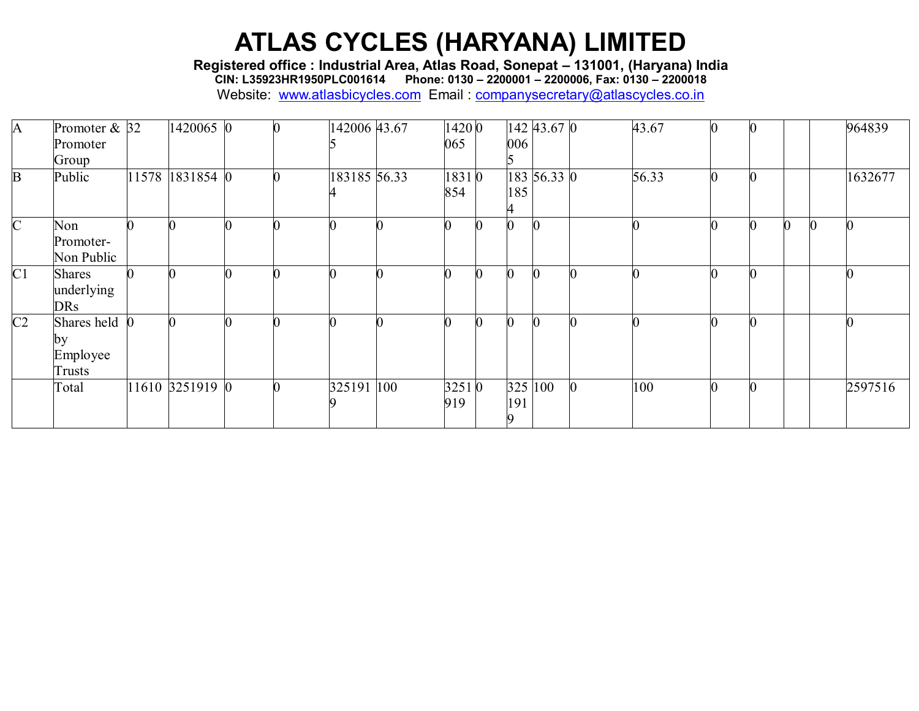# ATLAS CYCLES (HARYANA) LIMITED

**Registered office : Industrial Area, Atlas Road, Sonepat – 131001, (Haryana) India**
**CIN: L35923HR1950PLC001614 Phone: 0130 – 2200001 – 2200006, Fax: 0130 – 2200018**
Website: www.atlasbicycles.com Email : companysecretary@atlascycles.co.in

| | | | | | | | | | | | | | | | | | | |
|---|---|---|---|---|---|---|---|---|---|---|---|---|---|---|---|---|---|---|
| A | Promoter & Promoter Group | 32 | 1420065 | 0 | 0 | 1420065 | 43.67 | 1420065 | 0 | 1420065 | 43.67 | 0 | 43.67 | 0 | 0 | | | 964839 |
| B | Public | 11578 | 1831854 | 0 | 0 | 1831854 | 56.33 | 1831854 | 0 | 1831854 | 56.33 | 0 | 56.33 | 0 | 0 | | | 1632677 |
| C | Non Promoter-Non Public | 0 | 0 | 0 | 0 | 0 | 0 | 0 | 0 | 0 | 0 | | 0 | 0 | 0 | 0 | 0 | 0 |
| C1 | Shares underlying DRs | 0 | 0 | 0 | 0 | 0 | 0 | 0 | 0 | 0 | 0 | 0 | 0 | 0 | 0 | | | 0 |
| C2 | Shares held by Employee Trusts | 0 | 0 | 0 | 0 | 0 | 0 | 0 | 0 | 0 | 0 | 0 | 0 | 0 | 0 | | | 0 |
| | Total | 11610 | 3251919 | 0 | 0 | 3251919 | 100 | 3251919 | 0 | 3251919 | 100 | 0 | 100 | 0 | 0 | | | 2597516 |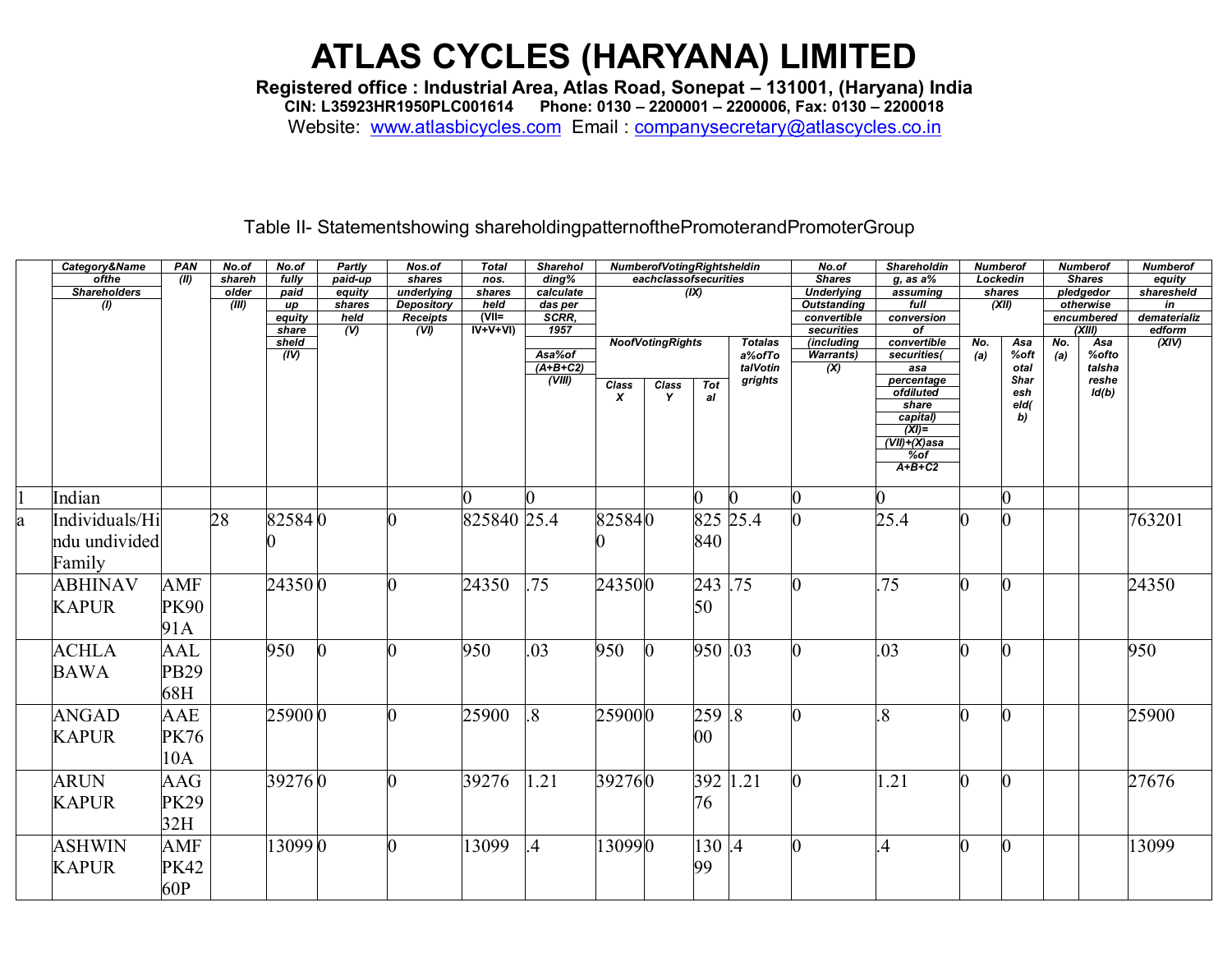# ATLAS CYCLES (HARYANA) LIMITED

**Registered office : Industrial Area, Atlas Road, Sonepat – 131001, (Haryana) India**
**CIN: L35923HR1950PLC001614 Phone: 0130 – 2200001 – 2200006, Fax: 0130 – 2200018**
Website: www.atlasbicycles.com Email : companysecretary@atlascycles.co.in

Table II- Statementshowing shareholdingpatternofthePromoterandPromoterGroup

| | Category&Name ofthe Shareholders (I) | PAN (II) | No.of shareholder (III) | No.of fully paid up equity share sheld (IV) | Partly paid-up equity shares held (V) | Nos.of shares underlying Depository Receipts (VI) | Total nos. shares held (VII= IV+V+VI) | Shareholding% calculatedas per SCRR, 1957 Asa%of (A+B+C2) (VIII) | NumberofVotingRightsheldin eachclassofsecurities (IX) | | | | No.of Shares Underlying Outstanding convertible securities (including Warrants) (X) | Shareholding, as a% assuming full conversion of convertible securities( asa percentage ofdiluted share capital) (XI)= (VII)+(X)asa %of A+B+C2 | Numberof Lockedin shares (XII) | | Numberof Shares pledgedor otherwise encumbered (XIII) | | Numberof equity sharesheld in dematerializedform (XIV) |
|---|---|---|---|---|---|---|---|---|---|---|---|---|---|---|---|---|---|---|---|
| | | | | | | | | | NoofVotingRights | | | Totalas a%ofTotalVotingrights | | | No. (a) | Asa %oftotal Sharesheld(b) | No. (a) | Asa %oftotalsharesheld(b) | |
| | | | | | | | | | Class X | Class Y | Total | | | | | | | | |
| 1 | Indian | | | | | | 0 | 0 | | | 0 | 0 | 0 | 0 | | 0 | | | |
| a | Individuals/Hindu undivided Family | | 28 | 825840 | 0 | 0 | 825840 | 25.4 | 825840 | 0 | 825840 | 25.4 | 0 | 25.4 | 0 | 0 | | | 763201 |
| | ABHINAV KAPUR | AMFPK9091A | | 24350 | 0 | 0 | 24350 | .75 | 24350 | 0 | 24350 | .75 | 0 | .75 | 0 | 0 | | | 24350 |
| | ACHLA BAWA | AALPB2968H | | 950 | 0 | 0 | 950 | .03 | 950 | 0 | 950 | .03 | 0 | .03 | 0 | 0 | | | 950 |
| | ANGAD KAPUR | AAEPK7610A | | 25900 | 0 | 0 | 25900 | .8 | 25900 | 0 | 25900 | .8 | 0 | .8 | 0 | 0 | | | 25900 |
| | ARUN KAPUR | AAGPK2932H | | 39276 | 0 | 0 | 39276 | 1.21 | 39276 | 0 | 39276 | 1.21 | 0 | 1.21 | 0 | 0 | | | 27676 |
| | ASHWIN KAPUR | AMFPK4260P | | 13099 | 0 | 0 | 13099 | .4 | 13099 | 0 | 13099 | .4 | 0 | .4 | 0 | 0 | | | 13099 |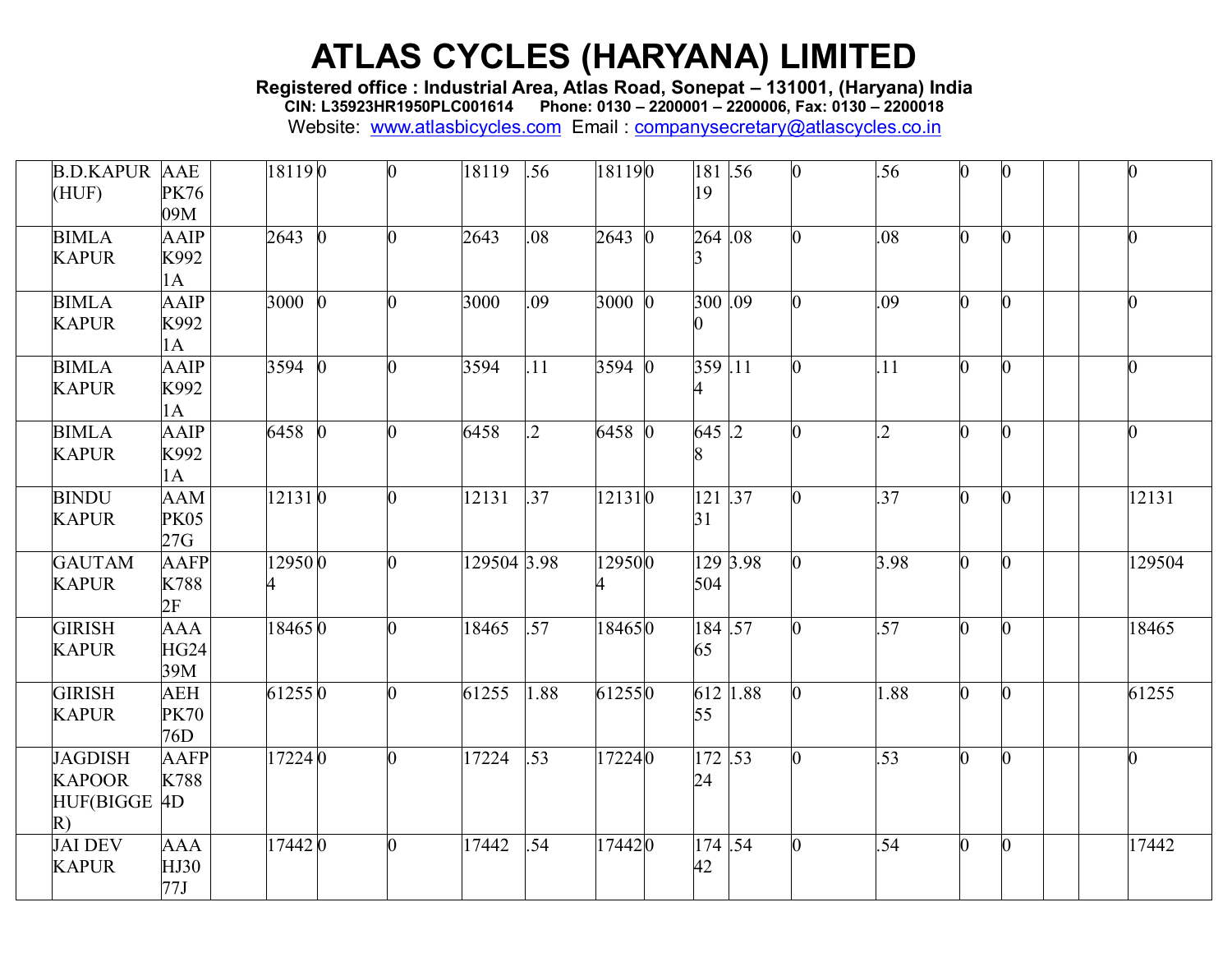# ATLAS CYCLES (HARYANA) LIMITED

**Registered office : Industrial Area, Atlas Road, Sonepat – 131001, (Haryana) India**
**CIN: L35923HR1950PLC001614 Phone: 0130 – 2200001 – 2200006, Fax: 0130 – 2200018**
Website: www.atlasbicycles.com Email : companysecretary@atlascycles.co.in

| | | | | | | | | | | | | | | | | | | | |
|---|---|---|---|---|---|---|---|---|---|---|---|---|---|---|---|---|---|---|---|
| | B.D.KAPUR (HUF) | AAEPK7609M | | 18119 | 0 | 0 | 18119 | .56 | 18119 | 0 | 18119 | .56 | 0 | .56 | 0 | 0 | | | 0 |
| | BIMLA KAPUR | AAIPK9921A | | 2643 | 0 | 0 | 2643 | .08 | 2643 | 0 | 2643 | .08 | 0 | .08 | 0 | 0 | | | 0 |
| | BIMLA KAPUR | AAIPK9921A | | 3000 | 0 | 0 | 3000 | .09 | 3000 | 0 | 3000 | .09 | 0 | .09 | 0 | 0 | | | 0 |
| | BIMLA KAPUR | AAIPK9921A | | 3594 | 0 | 0 | 3594 | .11 | 3594 | 0 | 3594 | .11 | 0 | .11 | 0 | 0 | | | 0 |
| | BIMLA KAPUR | AAIPK9921A | | 6458 | 0 | 0 | 6458 | .2 | 6458 | 0 | 6458 | .2 | 0 | .2 | 0 | 0 | | | 0 |
| | BINDU KAPUR | AAMPK0527G | | 12131 | 0 | 0 | 12131 | .37 | 12131 | 0 | 12131 | .37 | 0 | .37 | 0 | 0 | | | 12131 |
| | GAUTAM KAPUR | AAFPK7882F | | 129504 | 0 | 0 | 129504 | 3.98 | 129504 | 0 | 129504 | 3.98 | 0 | 3.98 | 0 | 0 | | | 129504 |
| | GIRISH KAPUR | AAAHG2439M | | 18465 | 0 | 0 | 18465 | .57 | 18465 | 0 | 18465 | .57 | 0 | .57 | 0 | 0 | | | 18465 |
| | GIRISH KAPUR | AEHPK7076D | | 61255 | 0 | 0 | 61255 | 1.88 | 61255 | 0 | 61255 | 1.88 | 0 | 1.88 | 0 | 0 | | | 61255 |
| | JAGDISH KAPOOR HUF(BIGGER) | AAFPK7884D | | 17224 | 0 | 0 | 17224 | .53 | 17224 | 0 | 17224 | .53 | 0 | .53 | 0 | 0 | | | 0 |
| | JAI DEV KAPUR | AAAHJ3077J | | 17442 | 0 | 0 | 17442 | .54 | 17442 | 0 | 17442 | .54 | 0 | .54 | 0 | 0 | | | 17442 |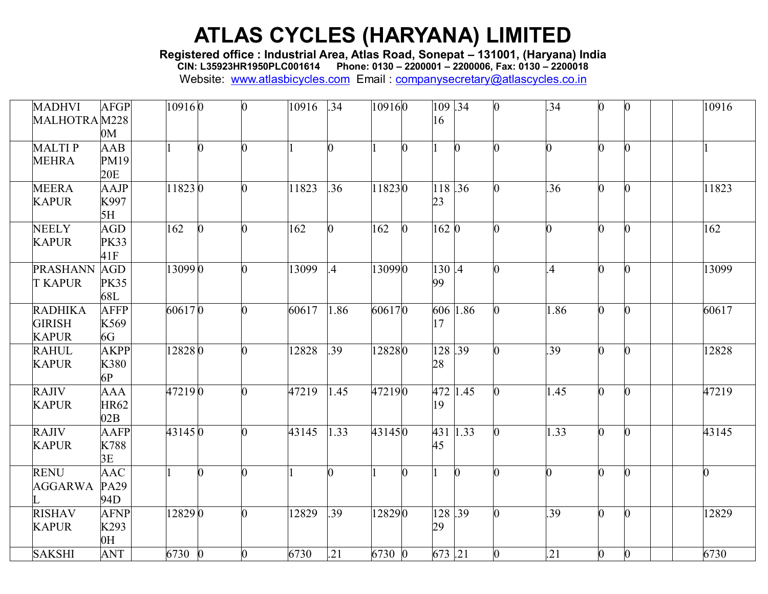| | | | | | | | | | | | | | | | | | | | |
|---|---|---|---|---|---|---|---|---|---|---|---|---|---|---|---|---|---|---|---|
| | MADHVI MALHOTRA | AFGPM2280M | | 10916 | 0 | 0 | 10916 | .34 | 10916 | 0 | 10916 | .34 | 0 | .34 | 0 | 0 | | | 10916 |
| | MALTI P MEHRA | AABPM1920E | | 1 | 0 | 0 | 1 | 0 | 1 | 0 | 1 | 0 | 0 | 0 | 0 | 0 | | | 1 |
| | MEERA KAPUR | AAJPK9975H | | 11823 | 0 | 0 | 11823 | .36 | 11823 | 0 | 11823 | .36 | 0 | .36 | 0 | 0 | | | 11823 |
| | NEELY KAPUR | AGDPK3341F | | 162 | 0 | 0 | 162 | 0 | 162 | 0 | 162 | 0 | 0 | 0 | 0 | 0 | | | 162 |
| | PRASHANNT KAPUR | AGDPK3568L | | 13099 | 0 | 0 | 13099 | .4 | 13099 | 0 | 13099 | .4 | 0 | .4 | 0 | 0 | | | 13099 |
| | RADHIKA GIRISH KAPUR | AFFPK5696G | | 60617 | 0 | 0 | 60617 | 1.86 | 60617 | 0 | 60617 | 1.86 | 0 | 1.86 | 0 | 0 | | | 60617 |
| | RAHUL KAPUR | AKPPK3806P | | 12828 | 0 | 0 | 12828 | .39 | 12828 | 0 | 12828 | .39 | 0 | .39 | 0 | 0 | | | 12828 |
| | RAJIV KAPUR | AAAHR6202B | | 47219 | 0 | 0 | 47219 | 1.45 | 47219 | 0 | 47219 | 1.45 | 0 | 1.45 | 0 | 0 | | | 47219 |
| | RAJIV KAPUR | AAFPK7883E | | 43145 | 0 | 0 | 43145 | 1.33 | 43145 | 0 | 43145 | 1.33 | 0 | 1.33 | 0 | 0 | | | 43145 |
| | RENU AGGARWAL | AACPA2994D | | 1 | 0 | 0 | 1 | 0 | 1 | 0 | 1 | 0 | 0 | 0 | 0 | 0 | | | 0 |
| | RISHAV KAPUR | AFNPK2930H | | 12829 | 0 | 0 | 12829 | .39 | 12829 | 0 | 12829 | .39 | 0 | .39 | 0 | 0 | | | 12829 |
| | SAKSHI | ANT | | 6730 | 0 | 0 | 6730 | .21 | 6730 | 0 | 673 | .21 | 0 | .21 | 0 | 0 | | | 6730 |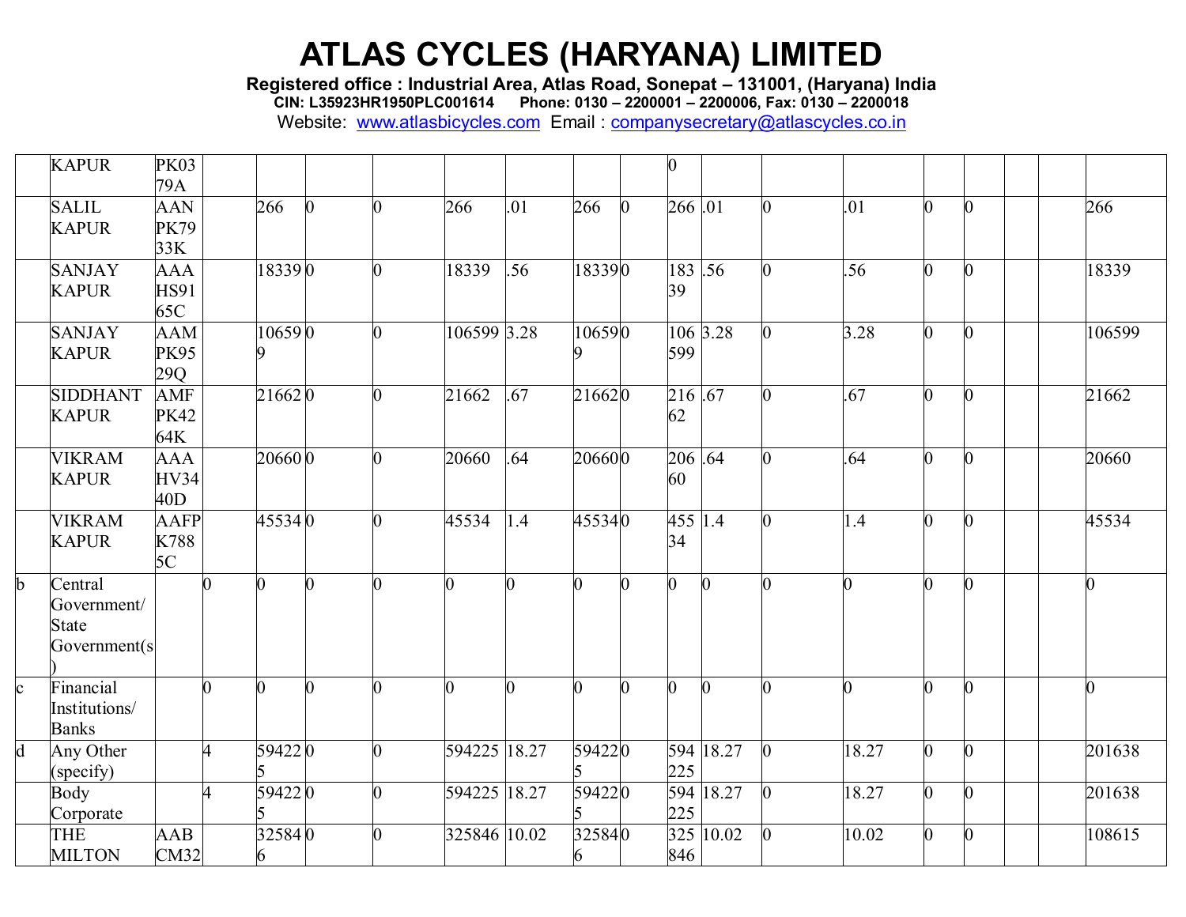| | | | | | | | | | | | | | | | | | | | |
|---|---|---|---|---|---|---|---|---|---|---|---|---|---|---|---|---|---|---|---|
| | KAPUR | PK0379A | | | | | | | | | 0 | | | | | | | | |
| | SALIL KAPUR | AANPK7933K | | 266 | 0 | 0 | 266 | .01 | 266 | 0 | 266 | .01 | 0 | .01 | 0 | 0 | | | 266 |
| | SANJAY KAPUR | AAAHS9165C | | 18339 | 0 | 0 | 18339 | .56 | 18339 | 0 | 18339 | .56 | 0 | .56 | 0 | 0 | | | 18339 |
| | SANJAY KAPUR | AAMPK9529Q | | 106599 | 0 | 0 | 106599 | 3.28 | 106599 | 0 | 106599 | 3.28 | 0 | 3.28 | 0 | 0 | | | 106599 |
| | SIDDHANT KAPUR | AMFPK4264K | | 21662 | 0 | 0 | 21662 | .67 | 21662 | 0 | 21662 | .67 | 0 | .67 | 0 | 0 | | | 21662 |
| | VIKRAM KAPUR | AAAHV3440D | | 20660 | 0 | 0 | 20660 | .64 | 20660 | 0 | 20660 | .64 | 0 | .64 | 0 | 0 | | | 20660 |
| | VIKRAM KAPUR | AAFPK7885C | | 45534 | 0 | 0 | 45534 | 1.4 | 45534 | 0 | 45534 | 1.4 | 0 | 1.4 | 0 | 0 | | | 45534 |
| b | Central Government/ State Government(s) | | 0 | 0 | 0 | 0 | 0 | 0 | 0 | 0 | 0 | 0 | 0 | 0 | 0 | 0 | | | 0 |
| c | Financial Institutions/ Banks | | 0 | 0 | 0 | 0 | 0 | 0 | 0 | 0 | 0 | 0 | 0 | 0 | 0 | 0 | | | 0 |
| d | Any Other (specify) | | 4 | 594225 | 0 | 0 | 594225 | 18.27 | 594225 | 0 | 594225 | 18.27 | 0 | 18.27 | 0 | 0 | | | 201638 |
| | Body Corporate | | 4 | 594225 | 0 | 0 | 594225 | 18.27 | 594225 | 0 | 594225 | 18.27 | 0 | 18.27 | 0 | 0 | | | 201638 |
| | THE MILTON | AABCM32 | | 325846 | 0 | 0 | 325846 | 10.02 | 325846 | 0 | 325846 | 10.02 | 0 | 10.02 | 0 | 0 | | | 108615 |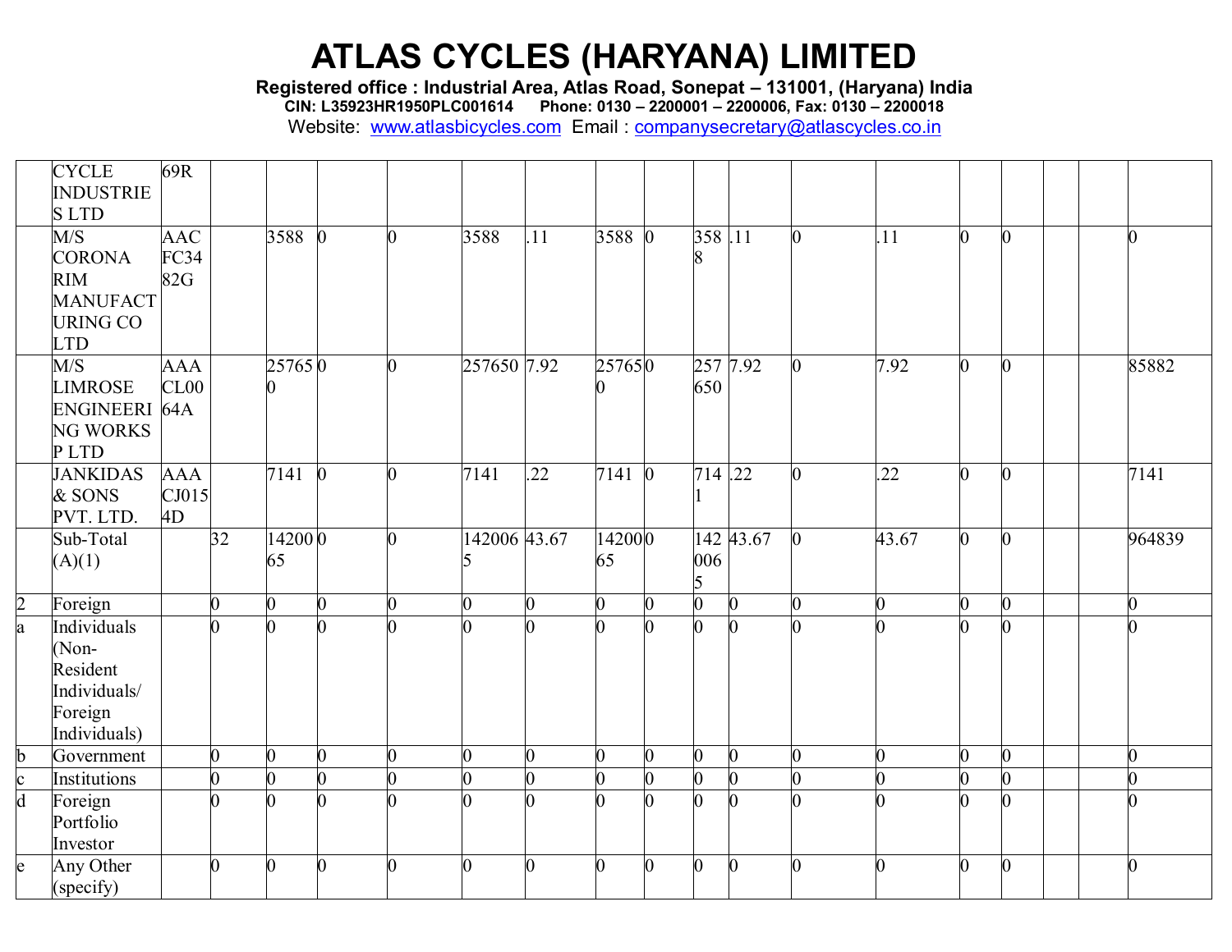# ATLAS CYCLES (HARYANA) LIMITED

**Registered office : Industrial Area, Atlas Road, Sonepat – 131001, (Haryana) India**
**CIN: L35923HR1950PLC001614 Phone: 0130 – 2200001 – 2200006, Fax: 0130 – 2200018**
Website: www.atlasbicycles.com Email : companysecretary@atlascycles.co.in

| | | | | | | | | | | | | | | | | | | |
|---|---|---|---|---|---|---|---|---|---|---|---|---|---|---|---|---|---|---|
| | CYCLE INDUSTRIES LTD | 69R | | | | | | | | | | | | | | | | |
| | M/S CORONA RIM MANUFACTURING CO LTD | AACFC3482G | | 3588 | 0 | 0 | 3588 | .11 | 3588 | 0 | 3588 | .11 | 0 | .11 | 0 | 0 | | 0 |
| | M/S LIMROSE ENGINEERING WORKS P LTD | AAACL0064A | | 257650 | 0 | 0 | 257650 | 7.92 | 257650 | 0 | 257650 | 7.92 | 0 | 7.92 | 0 | 0 | | 85882 |
| | JANKIDAS & SONS PVT. LTD. | AAACJ0154D | | 7141 | 0 | 0 | 7141 | .22 | 7141 | 0 | 7141 | .22 | 0 | .22 | 0 | 0 | | 7141 |
| | Sub-Total (A)(1) | | 32 | 1420065 | 0 | 0 | 1420065 | 43.67 | 1420065 | 0 | 1420065 | 43.67 | 0 | 43.67 | 0 | 0 | | 964839 |
| 2 | Foreign | | 0 | 0 | 0 | 0 | 0 | 0 | 0 | 0 | 0 | 0 | 0 | 0 | 0 | 0 | | 0 |
| a | Individuals (Non-Resident Individuals/ Foreign Individuals) | | 0 | 0 | 0 | 0 | 0 | 0 | 0 | 0 | 0 | 0 | 0 | 0 | 0 | 0 | | 0 |
| b | Government | | 0 | 0 | 0 | 0 | 0 | 0 | 0 | 0 | 0 | 0 | 0 | 0 | 0 | 0 | | 0 |
| c | Institutions | | 0 | 0 | 0 | 0 | 0 | 0 | 0 | 0 | 0 | 0 | 0 | 0 | 0 | 0 | | 0 |
| d | Foreign Portfolio Investor | | 0 | 0 | 0 | 0 | 0 | 0 | 0 | 0 | 0 | 0 | 0 | 0 | 0 | 0 | | 0 |
| e | Any Other (specify) | | 0 | 0 | 0 | 0 | 0 | 0 | 0 | 0 | 0 | 0 | 0 | 0 | 0 | 0 | | 0 |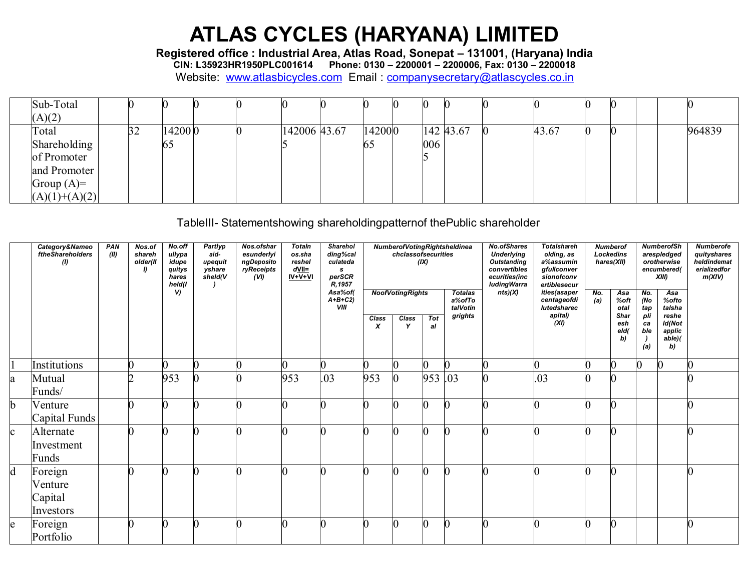# ATLAS CYCLES (HARYANA) LIMITED

**Registered office : Industrial Area, Atlas Road, Sonepat – 131001, (Haryana) India**
**CIN: L35923HR1950PLC001614 Phone: 0130 – 2200001 – 2200006, Fax: 0130 – 2200018**
Website: www.atlasbicycles.com Email : companysecretary@atlascycles.co.in

| | | | | | | | | | | | | | | | | | | |
|---|---|---|---|---|---|---|---|---|---|---|---|---|---|---|---|---|---|---|
| | Sub-Total (A)(2) | | 0 | 0 | 0 | 0 | 0 | 0 | 0 | 0 | 0 | 0 | 0 | 0 | 0 | 0 | | | 0 |
| | Total Shareholding of Promoter and Promoter Group (A)= (A)(1)+(A)(2) | | 32 | 1420065 | 0 | 0 | 1420065 | 43.67 | 1420065 | 0 | 1420065 | 43.67 | 0 | 43.67 | 0 | 0 | | | 964839 |

TableIII- Statementshowing shareholdingpatternof thePublic shareholder

| | Category&NameoftheShareholders (I) | PAN (II) | Nos.of shareholder(III) | No.offullypaidupequitys hares held(IV) | Partlypaid-upequityshare sheld(V) | Nos.ofsharesunderlyingDepositoryReceipts (VI) | TotalNos.shares held VII= IV+V+VI | Shareholding%calculated as perSCRR,1957 Asa%of(A+B+C2) VIII | NumberofVotingRightsheldineachclassofsecurities (IX) | | | | No.ofShares Underlying Outstanding convertibles ecurities(includingWarrants)(X) | Totalshareholding, as a%assumingfullconversionofconvertiblesecurities(asapercentageofdilutedsharecapital) (XI) | Numberof Lockedinshares(XII) | | NumberofSharespledgedorotherwiseencumbered(XIII) | | Numberofequityshares heldindematerializedform(XIV) |
|---|---|---|---|---|---|---|---|---|---|---|---|---|---|---|---|---|---|---|---|
| | | | | | | | | | NoofVotingRights | | | Totalas a%ofTotalVotingrights | | | No. (a) | Asa %ofTotal Sharesheld(b) | No. (Notapplicable)(a) | Asa %ofTotalsharesheld(Notapplicable)(b) | |
| | | | | | | | | | Class X | Class Y | Total | | | | | | | | |
| 1 | Institutions | | 0 | 0 | 0 | 0 | 0 | 0 | 0 | 0 | 0 | 0 | 0 | 0 | 0 | 0 | 0 | 0 | 0 |
| a | Mutual Funds/ | | 2 | 953 | 0 | 0 | 953 | .03 | 953 | 0 | 953 | .03 | 0 | .03 | 0 | 0 | | | 0 |
| b | Venture Capital Funds | | 0 | 0 | 0 | 0 | 0 | 0 | 0 | 0 | 0 | 0 | 0 | 0 | 0 | 0 | | | 0 |
| c | Alternate Investment Funds | | 0 | 0 | 0 | 0 | 0 | 0 | 0 | 0 | 0 | 0 | 0 | 0 | 0 | 0 | | | 0 |
| d | Foreign Venture Capital Investors | | 0 | 0 | 0 | 0 | 0 | 0 | 0 | 0 | 0 | 0 | 0 | 0 | 0 | 0 | | | 0 |
| e | Foreign Portfolio | | 0 | 0 | 0 | 0 | 0 | 0 | 0 | 0 | 0 | 0 | 0 | 0 | 0 | 0 | | | 0 |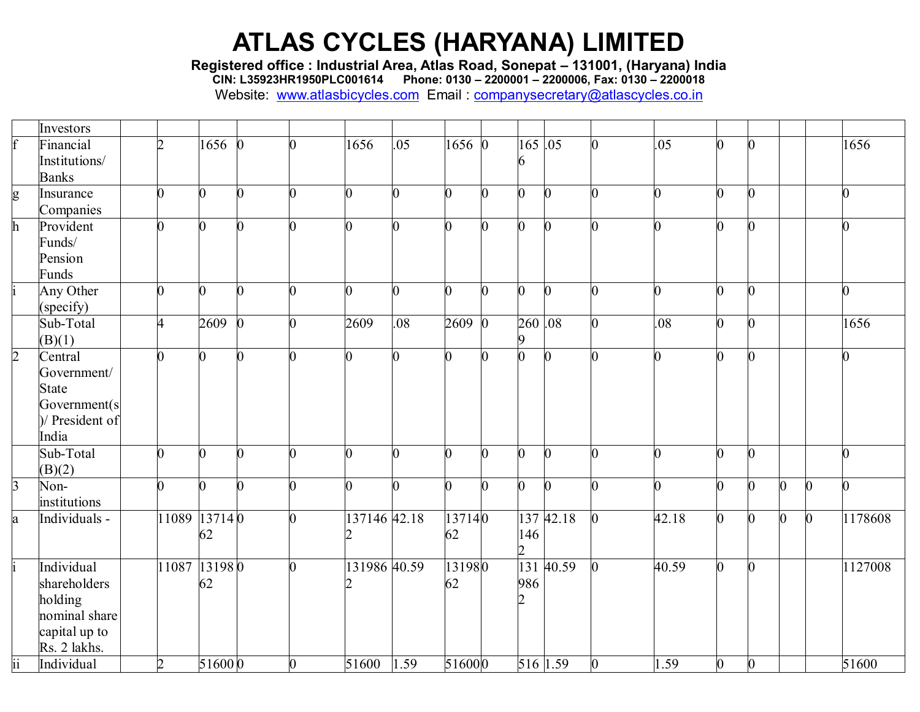| | | | | | | | | | | | | | | | | | | | |
|---|---|---|---|---|---|---|---|---|---|---|---|---|---|---|---|---|---|---|---|
| | Investors | | | | | | | | | | | | | | | | | | |
| f | Financial Institutions/ Banks | | 2 | 1656 | 0 | 0 | 1656 | .05 | 1656 | 0 | 1656 | .05 | 0 | .05 | 0 | 0 | | | 1656 |
| g | Insurance Companies | | 0 | 0 | 0 | 0 | 0 | 0 | 0 | 0 | 0 | 0 | 0 | 0 | 0 | 0 | | | 0 |
| h | Provident Funds/ Pension Funds | | 0 | 0 | 0 | 0 | 0 | 0 | 0 | 0 | 0 | 0 | 0 | 0 | 0 | 0 | | | 0 |
| i | Any Other (specify) | | 0 | 0 | 0 | 0 | 0 | 0 | 0 | 0 | 0 | 0 | 0 | 0 | 0 | 0 | | | 0 |
| | Sub-Total (B)(1) | | 4 | 2609 | 0 | 0 | 2609 | .08 | 2609 | 0 | 2609 | .08 | 0 | .08 | 0 | 0 | | | 1656 |
| 2 | Central Government/ State Government(s)/ President of India | | 0 | 0 | 0 | 0 | 0 | 0 | 0 | 0 | 0 | 0 | 0 | 0 | 0 | 0 | | | 0 |
| | Sub-Total (B)(2) | | 0 | 0 | 0 | 0 | 0 | 0 | 0 | 0 | 0 | 0 | 0 | 0 | 0 | 0 | | | 0 |
| 3 | Non-institutions | | 0 | 0 | 0 | 0 | 0 | 0 | 0 | 0 | 0 | 0 | 0 | 0 | 0 | 0 | 0 | 0 | 0 |
| a | Individuals - | | 11089 | 1371462 | 0 | 0 | 1371462 | 42.18 | 1371462 | 0 | 1371462 | 42.18 | 0 | 42.18 | 0 | 0 | 0 | 0 | 1178608 |
| i | Individual shareholders holding nominal share capital up to Rs. 2 lakhs. | | 11087 | 1319862 | 0 | 0 | 1319862 | 40.59 | 1319862 | 0 | 1319862 | 40.59 | 0 | 40.59 | 0 | 0 | | | 1127008 |
| ii | Individual | | 2 | 51600 | 0 | 0 | 51600 | 1.59 | 51600 | 0 | 516 | 1.59 | 0 | 1.59 | 0 | 0 | | | 51600 |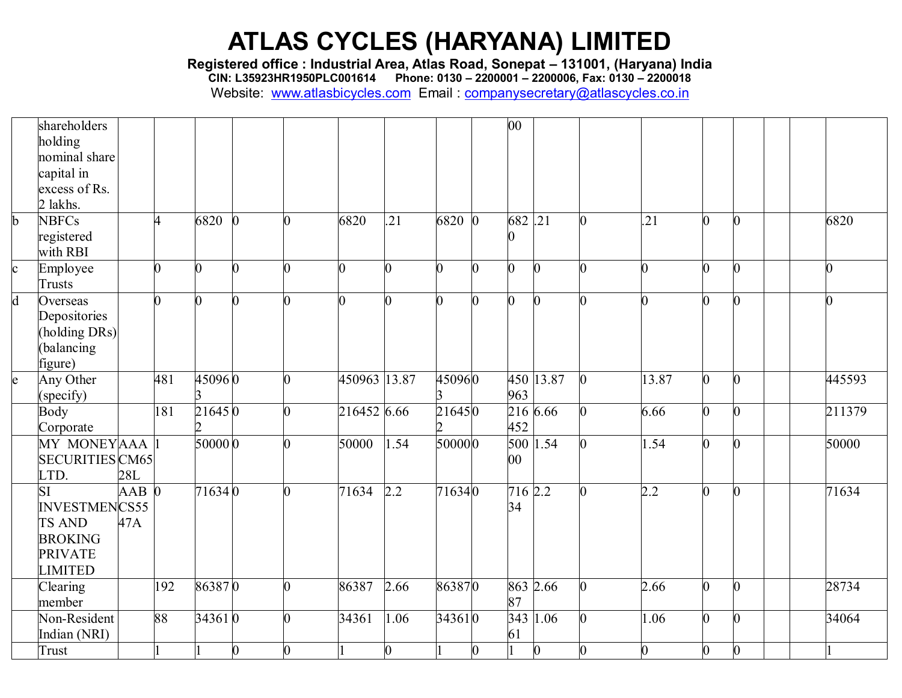| | | | | | | | | | | | | | | | | | | | |
|---|---|---|---|---|---|---|---|---|---|---|---|---|---|---|---|---|---|---|---|
| | shareholders holding nominal share capital in excess of Rs. 2 lakhs. | | | | | | | | | | 00 | | | | | | | | |
| b | NBFCs registered with RBI | | 4 | 6820 | 0 | 0 | 6820 | .21 | 6820 | 0 | 6820 | .21 | 0 | .21 | 0 | 0 | | | 6820 |
| c | Employee Trusts | | 0 | 0 | 0 | 0 | 0 | 0 | 0 | 0 | 0 | 0 | 0 | 0 | 0 | 0 | | | 0 |
| d | Overseas Depositories (holding DRs) (balancing figure) | | 0 | 0 | 0 | 0 | 0 | 0 | 0 | 0 | 0 | 0 | 0 | 0 | 0 | 0 | | | 0 |
| e | Any Other (specify) | | 481 | 450963 | 0 | 0 | 450963 | 13.87 | 450963 | 0 | 450963 | 13.87 | 0 | 13.87 | 0 | 0 | | | 445593 |
| | Body Corporate | | 181 | 216452 | 0 | 0 | 216452 | 6.66 | 216452 | 0 | 216452 | 6.66 | 0 | 6.66 | 0 | 0 | | | 211379 |
| | MY MONEY SECURITIES LTD. | AAACM6528L | 1 | 50000 | 0 | 0 | 50000 | 1.54 | 50000 | 0 | 50000 | 1.54 | 0 | 1.54 | 0 | 0 | | | 50000 |
| | SI INVESTMENTS AND BROKING PRIVATE LIMITED | AABCS5547A | 0 | 71634 | 0 | 0 | 71634 | 2.2 | 71634 | 0 | 71634 | 2.2 | 0 | 2.2 | 0 | 0 | | | 71634 |
| | Clearing member | | 192 | 86387 | 0 | 0 | 86387 | 2.66 | 86387 | 0 | 86387 | 2.66 | 0 | 2.66 | 0 | 0 | | | 28734 |
| | Non-Resident Indian (NRI) | | 88 | 34361 | 0 | 0 | 34361 | 1.06 | 34361 | 0 | 34361 | 1.06 | 0 | 1.06 | 0 | 0 | | | 34064 |
| | Trust | | 1 | 1 | 0 | 0 | 1 | 0 | 1 | 0 | 1 | 0 | 0 | 0 | 0 | 0 | | | 1 |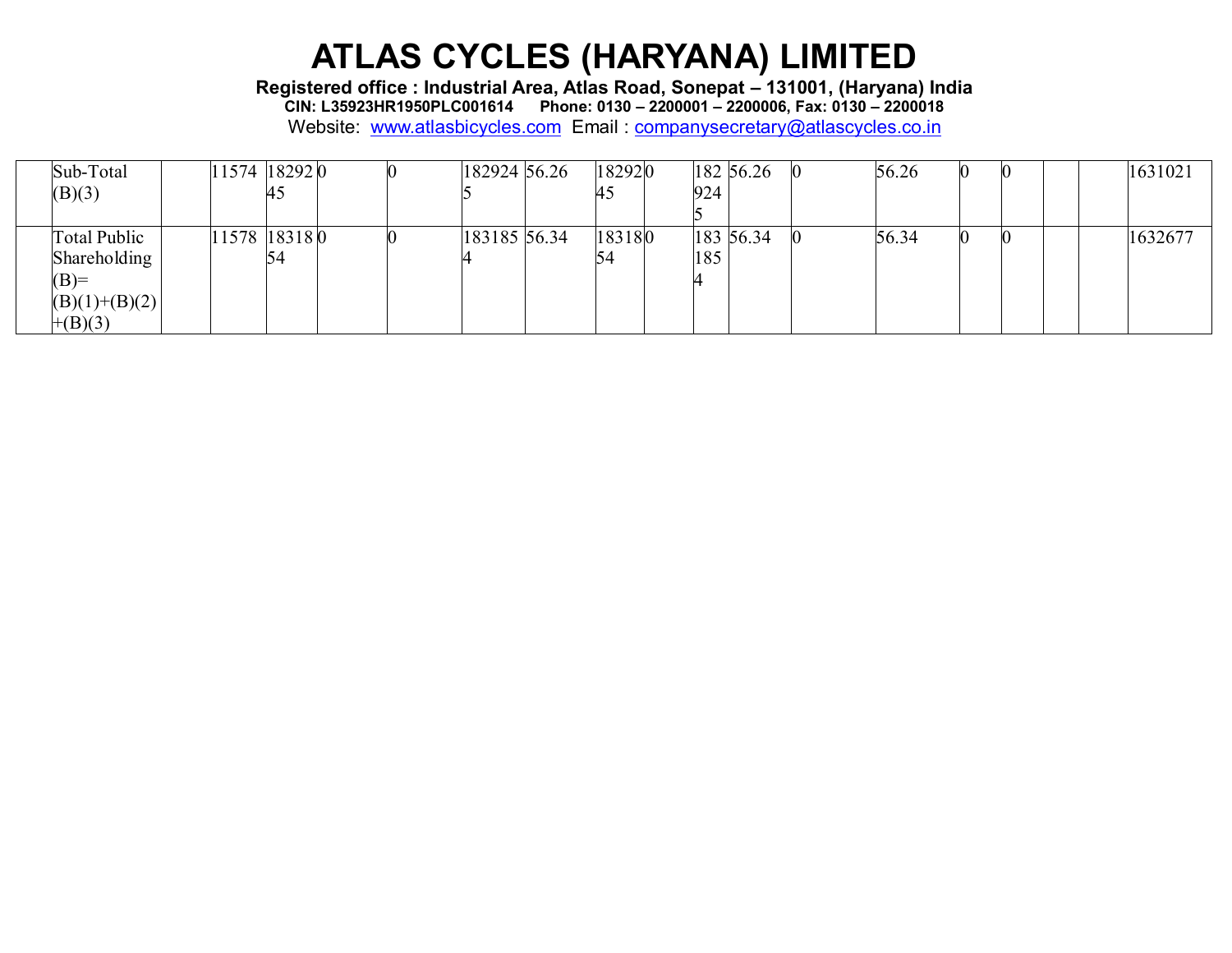| | | | | | | | | | | | | | | | | | | | |
|---|---|---|---|---|---|---|---|---|---|---|---|---|---|---|---|---|---|---|---|
| | Sub-Total (B)(3) | | 11574 | 1829245 | 0 | 0 | 1829245 | 56.26 | 1829245 | 0 | 1829245 | 56.26 | 0 | 56.26 | 0 | 0 | | | 1631021 |
| | Total Public Shareholding (B)= (B)(1)+(B)(2)+(B)(3) | | 11578 | 1831854 | 0 | 0 | 1831854 | 56.34 | 1831854 | 0 | 1831854 | 56.34 | 0 | 56.34 | 0 | 0 | | | 1632677 |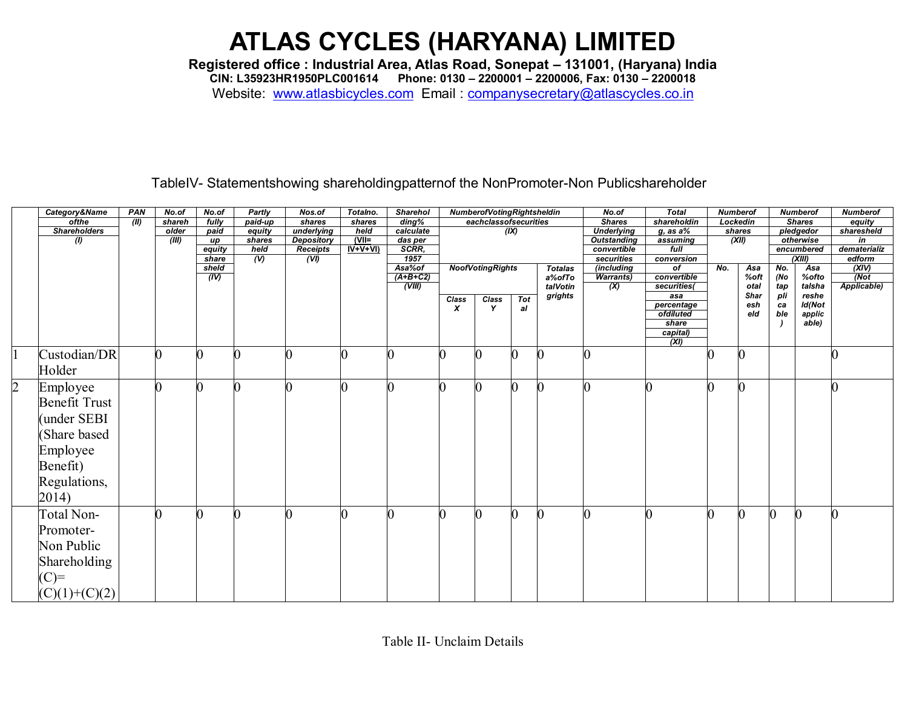# ATLAS CYCLES (HARYANA) LIMITED

**Registered office : Industrial Area, Atlas Road, Sonepat – 131001, (Haryana) India**
**CIN: L35923HR1950PLC001614 Phone: 0130 – 2200001 – 2200006, Fax: 0130 – 2200018**
Website: www.atlasbicycles.com Email : companysecretary@atlascycles.co.in

TableIV- Statementshowing shareholdingpatternof the NonPromoter-Non Publicshareholder

| | Category&Name ofthe Shareholders (I) | PAN (II) | No.of shareholder (III) | No.of fully paid up equity sharesheld (IV) | Partly paid-up equity shares held (V) | Nos.of shares underlying Depository Receipts (VI) | Totalno. shares held (VII= IV+V+VI) | Shareholding% calculatedas per SCRR, 1957 Asa%of (A+B+C2) (VIII) | NumberofVotingRightsheldin eachclassofsecurities (IX) | | | | No.of Shares Underlying Outstanding convertible securities (including Warrants) (X) | Total shareholding, as a% assuming full conversion of convertible securities( asa percentage ofdiluted share capital) (XI) | Numberof Lockedin shares (XII) | | Numberof Shares pledgedor otherwise encumbered (XIII) | | Numberof equity sharesheld in dematerializedform (XIV) (Not Applicable) |
|---|---|---|---|---|---|---|---|---|---|---|---|---|---|---|---|---|---|---|---|
| | | | | | | | | | NoofVotingRights | | | Totalas a%ofTotalVotingrights | | | No. | Asa %oftotal Sharesheld | No. (Notapplicable) | Asa %oftotalsharesheld(Not applicable) | |
| | | | | | | | | | Class X | Class Y | Total | | | | | | | | |
| 1 | Custodian/DR Holder | | 0 | 0 | 0 | 0 | 0 | 0 | 0 | 0 | 0 | 0 | 0 | | 0 | 0 | | | 0 |
| 2 | Employee Benefit Trust (under SEBI (Share based Employee Benefit) Regulations, 2014) | | 0 | 0 | 0 | 0 | 0 | 0 | 0 | 0 | 0 | 0 | 0 | 0 | 0 | 0 | | | 0 |
| | Total Non-Promoter-Non Public Shareholding (C)= (C)(1)+(C)(2) | | 0 | 0 | 0 | 0 | 0 | 0 | 0 | 0 | 0 | 0 | 0 | 0 | 0 | 0 | 0 | 0 | 0 |

Table II- Unclaim Details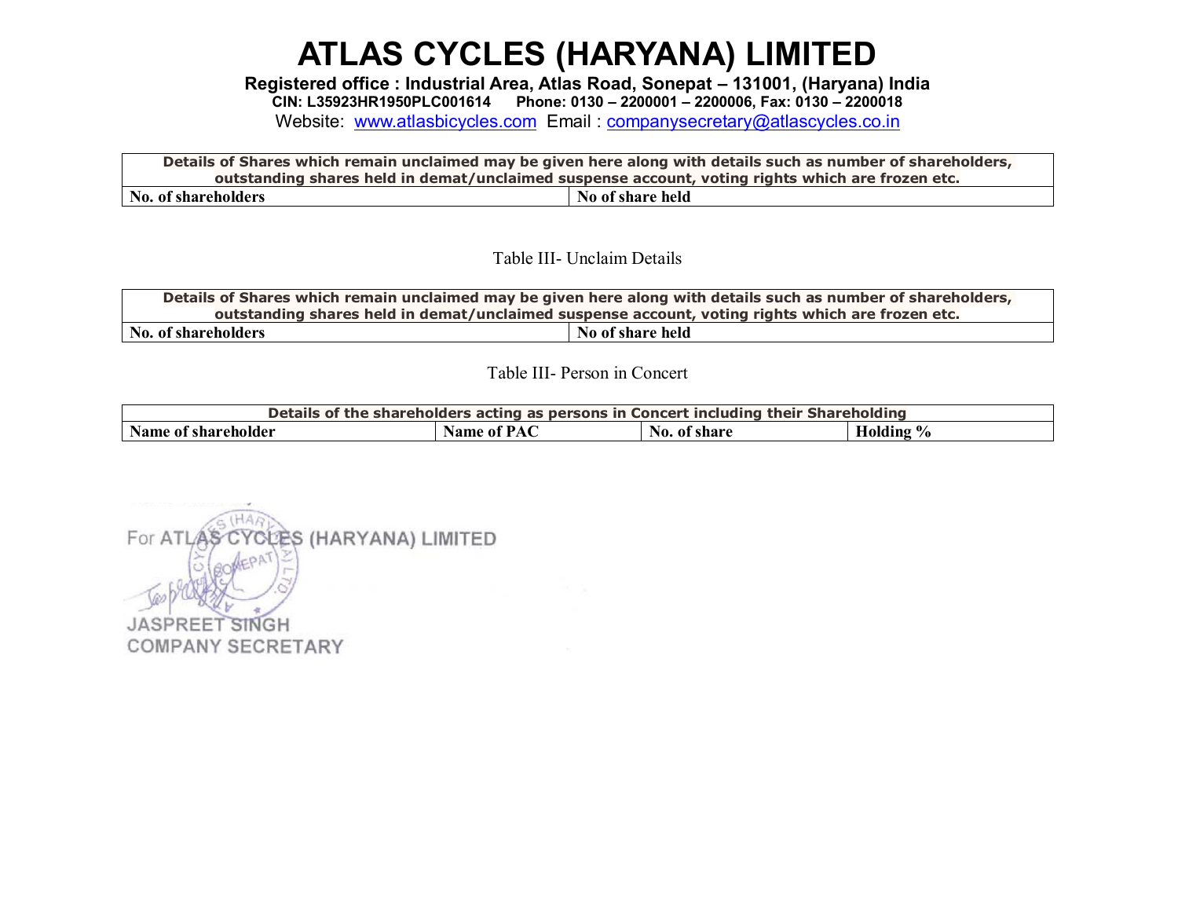# ATLAS CYCLES (HARYANA) LIMITED

**Registered office : Industrial Area, Atlas Road, Sonepat – 131001, (Haryana) India**
**CIN: L35923HR1950PLC001614 Phone: 0130 – 2200001 – 2200006, Fax: 0130 – 2200018**
Website: www.atlasbicycles.com Email : companysecretary@atlascycles.co.in

| Details of Shares which remain unclaimed may be given here along with details such as number of shareholders, outstanding shares held in demat/unclaimed suspense account, voting rights which are frozen etc. | |
|---|---|
| **No. of shareholders** | **No of share held** |

Table III- Unclaim Details

| Details of Shares which remain unclaimed may be given here along with details such as number of shareholders, outstanding shares held in demat/unclaimed suspense account, voting rights which are frozen etc. | |
|---|---|
| **No. of shareholders** | **No of share held** |

Table III- Person in Concert

| Details of the shareholders acting as persons in Concert including their Shareholding | | | |
|---|---|---|---|
| **Name of shareholder** | **Name of PAC** | **No. of share** | **Holding %** |

For ATLAS CYCLES (HARYANA) LIMITED

JASPREET SINGH
COMPANY SECRETARY